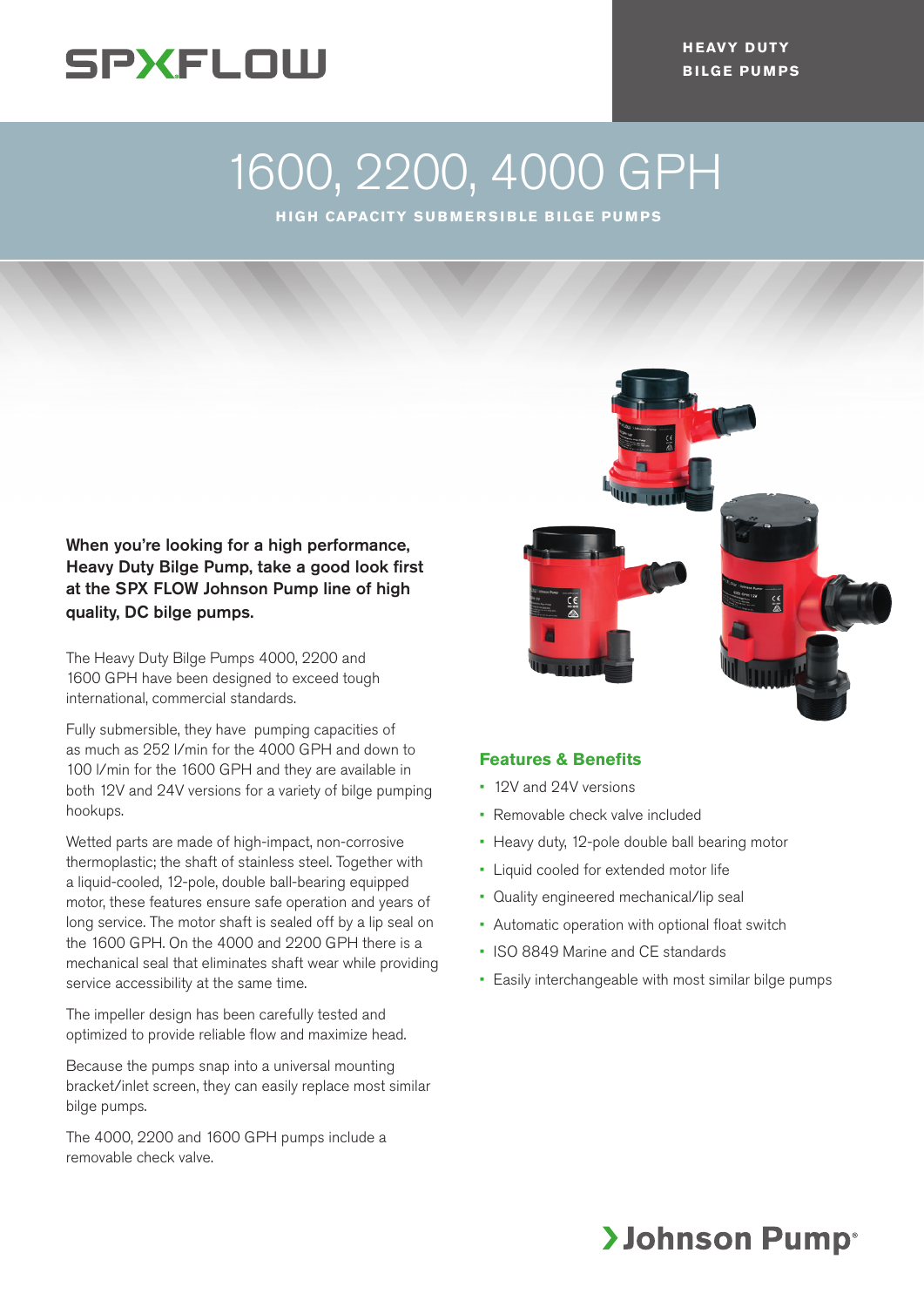SPXFLOW

**HEAVY DUTY BILGE PUMPS**

# 1600, 2200, 4000 GPH

**HIGH CAPACITY SUBMERSIBLE BILGE PUMPS**

**When you're looking for a high performance, Heavy Duty Bilge Pump, take a good look first at the SPX FLOW Johnson Pump line of high quality, DC bilge pumps.**

The Heavy Duty Bilge Pumps 4000, 2200 and 1600 GPH have been designed to exceed tough international, commercial standards.

Fully submersible, they have pumping capacities of as much as 252 l/min for the 4000 GPH and down to 100 l/min for the 1600 GPH and they are available in both 12V and 24V versions for a variety of bilge pumping hookups.

Wetted parts are made of high-impact, non-corrosive thermoplastic; the shaft of stainless steel. Together with a liquid-cooled, 12-pole, double ball-bearing equipped motor, these features ensure safe operation and years of long service. The motor shaft is sealed off by a lip seal on the 1600 GPH. On the 4000 and 2200 GPH there is a mechanical seal that eliminates shaft wear while providing service accessibility at the same time.

The impeller design has been carefully tested and optimized to provide reliable flow and maximize head.

Because the pumps snap into a universal mounting bracket/inlet screen, they can easily replace most similar bilge pumps.

The 4000, 2200 and 1600 GPH pumps include a removable check valve.

## Features & Benefits

- 12V and 24V versions
- Removable check valve included
- Heavy duty, 12-pole double ball bearing motor
- Liquid cooled for extended motor life
- Quality engineered mechanical/lip seal
- Automatic operation with optional float switch
- ISO 8849 Marine and CE standards
- Easily interchangeable with most similar bilge pumps

Johnson Pump®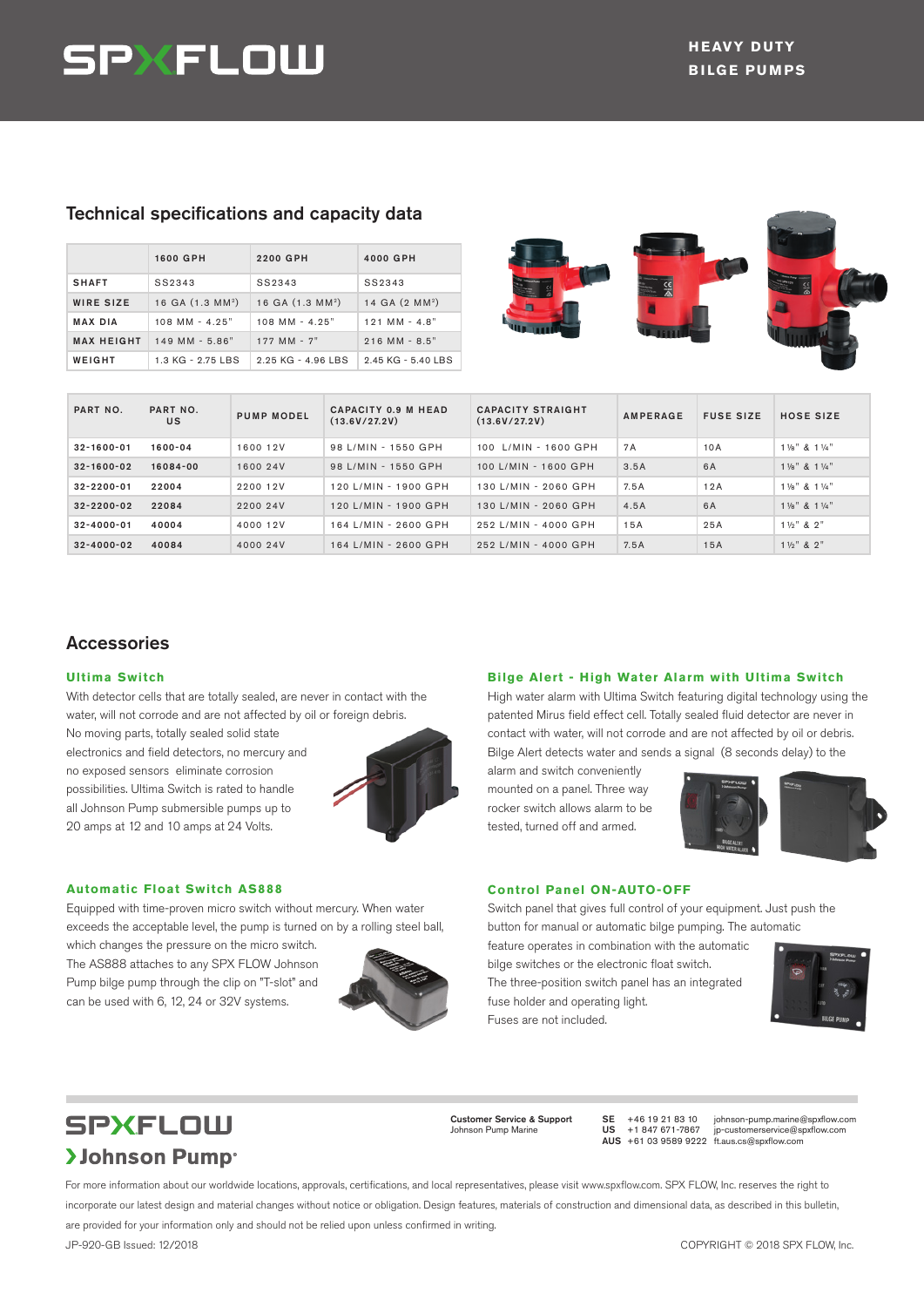# HEAVY DUTY BILGE PUMPS

## Technical specifications and capacity data

| | 1600 GPH | 2200 GPH | 4000 GPH |
|---|---|---|---|
| SHAFT | SS2343 | SS2343 | SS2343 |
| WIRE SIZE | 16 GA (1.3 MM²) | 16 GA (1.3 MM²) | 14 GA (2 MM²) |
| MAX DIA | 108 MM - 4.25" | 108 MM - 4.25" | 121 MM - 4.8" |
| MAX HEIGHT | 149 MM - 5.86" | 177 MM - 7" | 216 MM - 8.5" |
| WEIGHT | 1.3 KG - 2.75 LBS | 2.25 KG - 4.96 LBS | 2.45 KG - 5.40 LBS |

| PART NO. | PART NO. US | PUMP MODEL | CAPACITY 0.9 M HEAD (13.6V/27.2V) | CAPACITY STRAIGHT (13.6V/27.2V) | AMPERAGE | FUSE SIZE | HOSE SIZE |
|---|---|---|---|---|---|---|---|
| 32-1600-01 | 1600-04 | 1600 12V | 98 L/MIN - 1550 GPH | 100 L/MIN - 1600 GPH | 7A | 10A | 1⅛" & 1¼" |
| 32-1600-02 | 16084-00 | 1600 24V | 98 L/MIN - 1550 GPH | 100 L/MIN - 1600 GPH | 3.5A | 6A | 1⅛" & 1¼" |
| 32-2200-01 | 22004 | 2200 12V | 120 L/MIN - 1900 GPH | 130 L/MIN - 2060 GPH | 7.5A | 12A | 1⅛" & 1¼" |
| 32-2200-02 | 22084 | 2200 24V | 120 L/MIN - 1900 GPH | 130 L/MIN - 2060 GPH | 4.5A | 6A | 1⅛" & 1¼" |
| 32-4000-01 | 40004 | 4000 12V | 164 L/MIN - 2600 GPH | 252 L/MIN - 4000 GPH | 15A | 25A | 1½" & 2" |
| 32-4000-02 | 40084 | 4000 24V | 164 L/MIN - 2600 GPH | 252 L/MIN - 4000 GPH | 7.5A | 15A | 1½" & 2" |

## Accessories

### Ultima Switch

With detector cells that are totally sealed, are never in contact with the water, will not corrode and are not affected by oil or foreign debris. No moving parts, totally sealed solid state electronics and field detectors, no mercury and no exposed sensors eliminate corrosion possibilities. Ultima Switch is rated to handle all Johnson Pump submersible pumps up to 20 amps at 12 and 10 amps at 24 Volts.

### Bilge Alert - High Water Alarm with Ultima Switch

High water alarm with Ultima Switch featuring digital technology using the patented Mirus field effect cell. Totally sealed fluid detector are never in contact with water, will not corrode and are not affected by oil or debris. Bilge Alert detects water and sends a signal (8 seconds delay) to the alarm and switch conveniently mounted on a panel. Three way rocker switch allows alarm to be tested, turned off and armed.

### Automatic Float Switch AS888

Equipped with time-proven micro switch without mercury. When water exceeds the acceptable level, the pump is turned on by a rolling steel ball, which changes the pressure on the micro switch. The AS888 attaches to any SPX FLOW Johnson Pump bilge pump through the clip on "T-slot" and can be used with 6, 12, 24 or 32V systems.

### Control Panel ON-AUTO-OFF

Switch panel that gives full control of your equipment. Just push the button for manual or automatic bilge pumping. The automatic feature operates in combination with the automatic bilge switches or the electronic float switch. The three-position switch panel has an integrated fuse holder and operating light. Fuses are not included.

SPXFLOW
Johnson Pump®

Customer Service & Support
Johnson Pump Marine

SE +46 19 21 83 10 johnson-pump.marine@spxflow.com
US +1 847 671-7867 jp-customerservice@spxflow.com
AUS +61 03 9589 9222 ft.aus.cs@spxflow.com

For more information about our worldwide locations, approvals, certifications, and local representatives, please visit www.spxflow.com. SPX FLOW, Inc. reserves the right to incorporate our latest design and material changes without notice or obligation. Design features, materials of construction and dimensional data, as described in this bulletin, are provided for your information only and should not be relied upon unless confirmed in writing.

JP-920-GB Issued: 12/2018

COPYRIGHT © 2018 SPX FLOW, Inc.